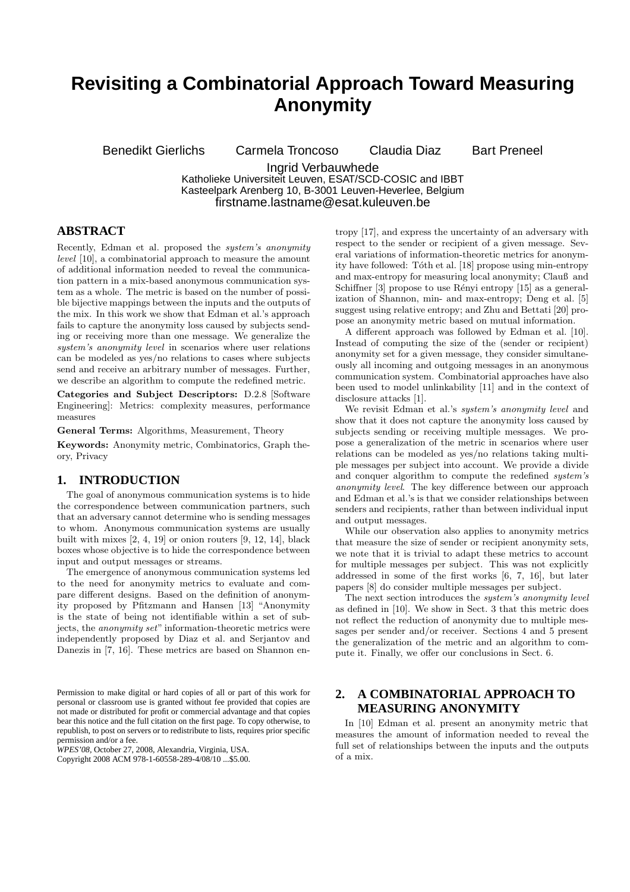# Revisiting a Combinatorial Approach Toward Measuring Anonymity

Benedikt Gierlichs  Carmela Troncoso  Claudia Diaz  Bart Preneel  
Ingrid Verbauwhede  
Katholieke Universiteit Leuven, ESAT/SCD-COSIC and IBBT  
Kasteelpark Arenberg 10, B-3001 Leuven-Heverlee, Belgium  
firstname.lastname@esat.kuleuven.be

## ABSTRACT

Recently, Edman et al. proposed the *system's anonymity level* [10], a combinatorial approach to measure the amount of additional information needed to reveal the communication pattern in a mix-based anonymous communication system as a whole. The metric is based on the number of possible bijective mappings between the inputs and the outputs of the mix. In this work we show that Edman et al.'s approach fails to capture the anonymity loss caused by subjects sending or receiving more than one message. We generalize the *system's anonymity level* in scenarios where user relations can be modeled as yes/no relations to cases where subjects send and receive an arbitrary number of messages. Further, we describe an algorithm to compute the redefined metric.

**Categories and Subject Descriptors:** D.2.8 [Software Engineering]: Metrics: complexity measures, performance measures

**General Terms:** Algorithms, Measurement, Theory

**Keywords:** Anonymity metric, Combinatorics, Graph theory, Privacy

## 1. INTRODUCTION

The goal of anonymous communication systems is to hide the correspondence between communication partners, such that an adversary cannot determine who is sending messages to whom. Anonymous communication systems are usually built with mixes [2, 4, 19] or onion routers [9, 12, 14], black boxes whose objective is to hide the correspondence between input and output messages or streams.

The emergence of anonymous communication systems led to the need for anonymity metrics to evaluate and compare different designs. Based on the definition of anonymity proposed by Pfitzmann and Hansen [13] "Anonymity is the state of being not identifiable within a set of subjects, the *anonymity set*" information-theoretic metrics were independently proposed by Diaz et al. and Serjantov and Danezis in [7, 16]. These metrics are based on Shannon entropy [17], and express the uncertainty of an adversary with respect to the sender or recipient of a given message. Several variations of information-theoretic metrics for anonymity have followed: Tóth et al. [18] propose using min-entropy and max-entropy for measuring local anonymity; Claußand Schiffner [3] propose to use Rényi entropy [15] as a generalization of Shannon, min- and max-entropy; Deng et al. [5] suggest using relative entropy; and Zhu and Bettati [20] propose an anonymity metric based on mutual information.

A different approach was followed by Edman et al. [10]. Instead of computing the size of the (sender or recipient) anonymity set for a given message, they consider simultaneously all incoming and outgoing messages in an anonymous communication system. Combinatorial approaches have also been used to model unlinkability [11] and in the context of disclosure attacks [1].

We revisit Edman et al.'s *system's anonymity level* and show that it does not capture the anonymity loss caused by subjects sending or receiving multiple messages. We propose a generalization of the metric in scenarios where user relations can be modeled as yes/no relations taking multiple messages per subject into account. We provide a divide and conquer algorithm to compute the redefined *system's anonymity level*. The key difference between our approach and Edman et al.'s is that we consider relationships between senders and recipients, rather than between individual input and output messages.

While our observation also applies to anonymity metrics that measure the size of sender or recipient anonymity sets, we note that it is trivial to adapt these metrics to account for multiple messages per subject. This was not explicitly addressed in some of the first works [6, 7, 16], but later papers [8] do consider multiple messages per subject.

The next section introduces the *system's anonymity level* as defined in [10]. We show in Sect. 3 that this metric does not reflect the reduction of anonymity due to multiple messages per sender and/or receiver. Sections 4 and 5 present the generalization of the metric and an algorithm to compute it. Finally, we offer our conclusions in Sect. 6.

## 2. A COMBINATORIAL APPROACH TO MEASURING ANONYMITY

In [10] Edman et al. present an anonymity metric that measures the amount of information needed to reveal the full set of relationships between the inputs and the outputs of a mix.

Permission to make digital or hard copies of all or part of this work for personal or classroom use is granted without fee provided that copies are not made or distributed for profit or commercial advantage and that copies bear this notice and the full citation on the first page. To copy otherwise, to republish, to post on servers or to redistribute to lists, requires prior specific permission and/or a fee.  
*WPES'08*, October 27, 2008, Alexandria, Virginia, USA.  
Copyright 2008 ACM 978-1-60558-289-4/08/10 ...$5.00.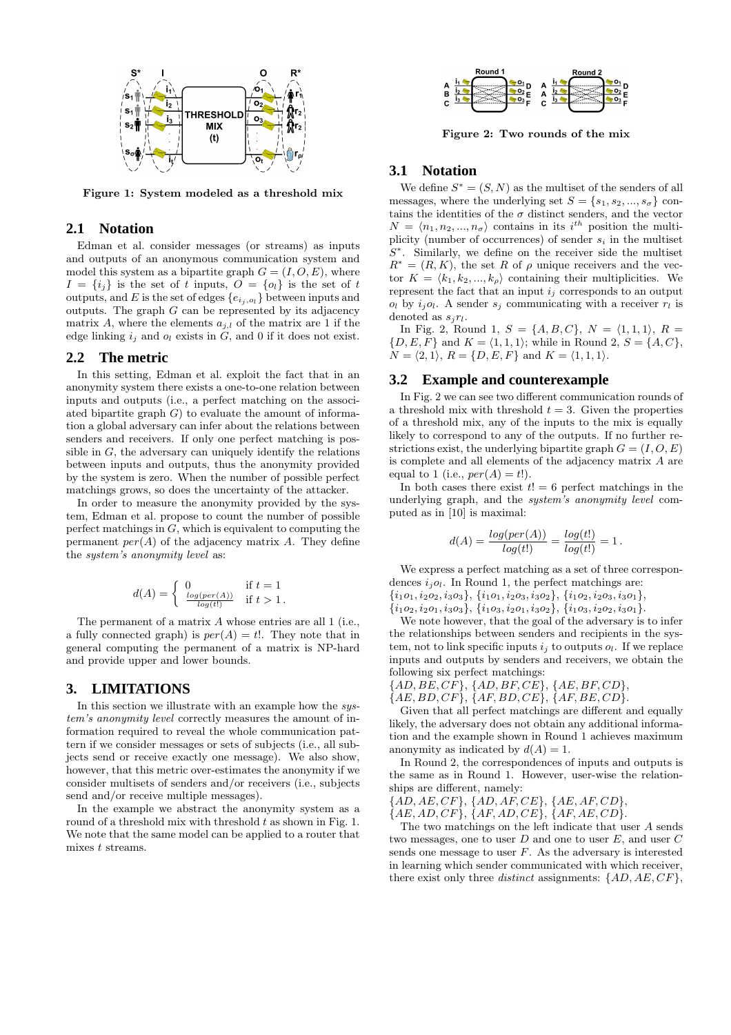Figure 1: System modeled as a threshold mix

## 2.1 Notation

Edman et al. consider messages (or streams) as inputs and outputs of an anonymous communication system and model this system as a bipartite graph $G = (I, O, E)$, where $I = \{i_j\}$ is the set of $t$ inputs, $O = \{o_l\}$ is the set of $t$ outputs, and $E$ is the set of edges $\{e_{i_j,o_l}\}$ between inputs and outputs. The graph $G$ can be represented by its adjacency matrix $A$, where the elements $a_{j,l}$ of the matrix are 1 if the edge linking $i_j$ and $o_l$ exists in $G$, and 0 if it does not exist.

## 2.2 The metric

In this setting, Edman et al. exploit the fact that in an anonymity system there exists a one-to-one relation between inputs and outputs (i.e., a perfect matching on the associated bipartite graph $G$) to evaluate the amount of information a global adversary can infer about the relations between senders and receivers. If only one perfect matching is possible in $G$, the adversary can uniquely identify the relations between inputs and outputs, thus the anonymity provided by the system is zero. When the number of possible perfect matchings grows, so does the uncertainty of the attacker.

In order to measure the anonymity provided by the system, Edman et al. propose to count the number of possible perfect matchings in $G$, which is equivalent to computing the permanent $per(A)$ of the adjacency matrix $A$. They define the *system's anonymity level* as:

$$d(A) = \begin{cases} 0 & \text{if } t = 1 \\ \frac{log(per(A))}{log(t!)} & \text{if } t > 1 \,. \end{cases}$$

The permanent of a matrix $A$ whose entries are all 1 (i.e., a fully connected graph) is $per(A) = t!$. They note that in general computing the permanent of a matrix is NP-hard and provide upper and lower bounds.

# 3. LIMITATIONS

In this section we illustrate with an example how the *system's anonymity level* correctly measures the amount of information required to reveal the whole communication pattern if we consider messages or sets of subjects (i.e., all subjects send or receive exactly one message). We also show, however, that this metric over-estimates the anonymity if we consider multisets of senders and/or receivers (i.e., subjects send and/or receive multiple messages).

In the example we abstract the anonymity system as a round of a threshold mix with threshold $t$ as shown in Fig. 1. We note that the same model can be applied to a router that mixes $t$ streams.

Figure 2: Two rounds of the mix

## 3.1 Notation

We define $S^* = (S, N)$ as the multiset of the senders of all messages, where the underlying set $S = \{s_1, s_2, ..., s_\sigma\}$ contains the identities of the $\sigma$ distinct senders, and the vector $N = \langle n_1, n_2, ..., n_\sigma \rangle$ contains in its $i^{th}$ position the multiplicity (number of occurrences) of sender $s_i$ in the multiset $S^*$. Similarly, we define on the receiver side the multiset $R^* = (R, K)$, the set $R$ of $\rho$ unique receivers and the vector $K = \langle k_1, k_2, ..., k_\rho \rangle$ containing their multiplicities. We represent the fact that an input $i_j$ corresponds to an output $o_l$ by $i_j o_l$. A sender $s_j$ communicating with a receiver $r_l$ is denoted as $s_j r_l$.

In Fig. 2, Round 1, $S = \{A, B, C\}$, $N = \langle 1, 1, 1 \rangle$, $R = \{D, E, F\}$ and $K = \langle 1, 1, 1 \rangle$; while in Round 2, $S = \{A, C\}$, $N = \langle 2, 1 \rangle$, $R = \{D, E, F\}$ and $K = \langle 1, 1, 1 \rangle$.

## 3.2 Example and counterexample

In Fig. 2 we can see two different communication rounds of a threshold mix with threshold $t = 3$. Given the properties of a threshold mix, any of the inputs to the mix is equally likely to correspond to any of the outputs. If no further restrictions exist, the underlying bipartite graph $G = (I, O, E)$ is complete and all elements of the adjacency matrix $A$ are equal to 1 (i.e., $per(A) = t!$).

In both cases there exist $t! = 6$ perfect matchings in the underlying graph, and the *system's anonymity level* computed as in [10] is maximal:

$$d(A) = \frac{log(per(A))}{log(t!)} = \frac{log(t!)}{log(t!)} = 1 \,.$$

We express a perfect matching as a set of three correspondences $i_j o_l$. In Round 1, the perfect matchings are:
$\{i_1o_1, i_2o_2, i_3o_3\}$, $\{i_1o_1, i_2o_3, i_3o_2\}$, $\{i_1o_2, i_2o_3, i_3o_1\}$,
$\{i_1o_2, i_2o_1, i_3o_3\}$, $\{i_1o_3, i_2o_1, i_3o_2\}$, $\{i_1o_3, i_2o_2, i_3o_1\}$.

We note however, that the goal of the adversary is to infer the relationships between senders and recipients in the system, not to link specific inputs $i_j$ to outputs $o_l$. If we replace inputs and outputs by senders and receivers, we obtain the following six perfect matchings:
$\{AD, BE, CF\}$, $\{AD, BF, CE\}$, $\{AE, BF, CD\}$,
$\{AE, BD, CF\}$, $\{AF, BD, CE\}$, $\{AF, BE, CD\}$.

Given that all perfect matchings are different and equally likely, the adversary does not obtain any additional information and the example shown in Round 1 achieves maximum anonymity as indicated by $d(A) = 1$.

In Round 2, the correspondences of inputs and outputs is the same as in Round 1. However, user-wise the relationships are different, namely:
$\{AD, AE, CF\}$, $\{AD, AF, CE\}$, $\{AE, AF, CD\}$,
$\{AE, AD, CF\}$, $\{AF, AD, CE\}$, $\{AF, AE, CD\}$.

The two matchings on the left indicate that user $A$ sends two messages, one to user $D$ and one to user $E$, and user $C$ sends one message to user $F$. As the adversary is interested in learning which sender communicated with which receiver, there exist only three *distinct* assignments: $\{AD, AE, CF\}$,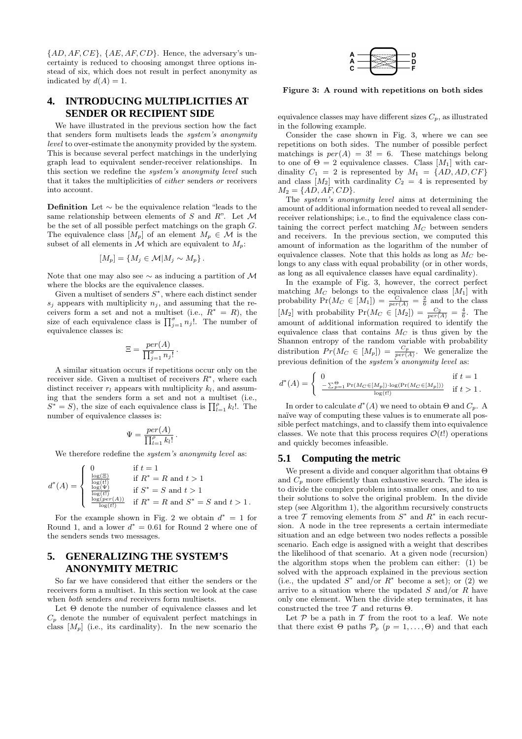$\{AD, AF, CE\}$, $\{AE, AF, CD\}$. Hence, the adversary's uncertainty is reduced to choosing amongst three options instead of six, which does not result in perfect anonymity as indicated by $d(A) = 1$.

## 4. INTRODUCING MULTIPLICITIES AT SENDER OR RECIPIENT SIDE

We have illustrated in the previous section how the fact that senders form multisets leads the *system's anonymity level* to over-estimate the anonymity provided by the system. This is because several perfect matchings in the underlying graph lead to equivalent sender-receiver relationships. In this section we redefine the *system's anonymity level* such that it takes the multiplicities of *either* senders *or* receivers into account.

**Definition** Let $\sim$ be the equivalence relation "leads to the same relationship between elements of $S$ and $R$". Let $\mathcal{M}$ be the set of all possible perfect matchings on the graph $G$. The equivalence class $[M_p]$ of an element $M_p \in \mathcal{M}$ is the subset of all elements in $\mathcal{M}$ which are equivalent to $M_p$:

$$[M_p] = \{M_j \in \mathcal{M} | M_j \sim M_p\}.$$

Note that one may also see $\sim$ as inducing a partition of $\mathcal{M}$ where the blocks are the equivalence classes.

Given a multiset of senders $S^*$, where each distinct sender $s_j$ appears with multiplicity $n_j$, and assuming that the receivers form a set and not a multiset (i.e., $R^* = R$), the size of each equivalence class is $\prod_{j=1}^{\sigma} n_j!$. The number of equivalence classes is:

$$\Xi = \frac{per(A)}{\prod_{j=1}^{\sigma} n_j!}.$$

A similar situation occurs if repetitions occur only on the receiver side. Given a multiset of receivers $R^*$, where each distinct receiver $r_l$ appears with multiplicity $k_l$, and assuming that the senders form a set and not a multiset (i.e., $S^* = S$), the size of each equivalence class is $\prod_{l=1}^{\rho} k_l!$. The number of equivalence classes is:

$$\Psi = \frac{per(A)}{\prod_{l=1}^{\rho} k_l!}.$$

We therefore redefine the *system's anonymity level* as:

$$d^*(A) = \begin{cases} 0 & \text{if } t = 1 \\ \frac{\log(\Xi)}{\log(t!)} & \text{if } R^* = R \text{ and } t > 1 \\ \frac{\log(\Psi)}{\log(t!)} & \text{if } S^* = S \text{ and } t > 1 \\ \frac{\log(per(A))}{\log(t!)} & \text{if } R^* = R \text{ and } S^* = S \text{ and } t > 1. \end{cases}$$

For the example shown in Fig. 2 we obtain $d^* = 1$ for Round 1, and a lower $d^* = 0.61$ for Round 2 where one of the senders sends two messages.

## 5. GENERALIZING THE SYSTEM'S ANONYMITY METRIC

So far we have considered that either the senders or the receivers form a multiset. In this section we look at the case when *both* senders *and* receivers form multisets.

Let $\Theta$ denote the number of equivalence classes and let $C_p$ denote the number of equivalent perfect matchings in class $[M_p]$ (i.e., its cardinality). In the new scenario the equivalence classes may have different sizes $C_p$, as illustrated in the following example.

Figure 3: A round with repetitions on both sides

Consider the case shown in Fig. 3, where we can see repetitions on both sides. The number of possible perfect matchings is $per(A) = 3! = 6$. These matchings belong to one of $\Theta = 2$ equivalence classes. Class $[M_1]$ with cardinality $C_1 = 2$ is represented by $M_1 = \{AD, AD, CF\}$ and class $[M_2]$ with cardinality $C_2 = 4$ is represented by $M_2 = \{AD, AF, CD\}$.

The *system's anonymity level* aims at determining the amount of additional information needed to reveal all sender-receiver relationships; i.e., to find the equivalence class containing the correct perfect matching $M_C$ between senders and receivers. In the previous section, we computed this amount of information as the logarithm of the number of equivalence classes. Note that this holds as long as $M_C$ belongs to any class with equal probability (or in other words, as long as all equivalence classes have equal cardinality).

In the example of Fig. 3, however, the correct perfect matching $M_C$ belongs to the equivalence class $[M_1]$ with probability $\Pr(M_C \in [M_1]) = \frac{C_1}{per(A)} = \frac{2}{6}$ and to the class $[M_2]$ with probability $\Pr(M_C \in [M_2]) = \frac{C_2}{per(A)} = \frac{4}{6}$. The amount of additional information required to identify the equivalence class that contains $M_C$ is thus given by the Shannon entropy of the random variable with probability distribution $Pr(M_C \in [M_p]) = \frac{C_p}{per(A)}$. We generalize the previous definition of the *system's anonymity level* as:

$$d^*(A) = \begin{cases} 0 & \text{if } t = 1 \\ \frac{-\sum_{p=1}^{\Theta} \Pr(M_C \in [M_p]) \cdot \log(\Pr(M_C \in [M_p]))}{\log(t!)} & \text{if } t > 1. \end{cases}$$

In order to calculate $d^*(A)$ we need to obtain $\Theta$ and $C_p$. A naïve way of computing these values is to enumerate all possible perfect matchings, and to classify them into equivalence classes. We note that this process requires $\mathcal{O}(t!)$ operations and quickly becomes infeasible.

### 5.1 Computing the metric

We present a divide and conquer algorithm that obtains $\Theta$ and $C_p$ more efficiently than exhaustive search. The idea is to divide the complex problem into smaller ones, and to use their solutions to solve the original problem. In the divide step (see Algorithm 1), the algorithm recursively constructs a tree $\mathcal{T}$ removing elements from $S^*$ and $R^*$ in each recursion. A node in the tree represents a certain intermediate situation and an edge between two nodes reflects a possible scenario. Each edge is assigned with a weight that describes the likelihood of that scenario. At a given node (recursion) the algorithm stops when the problem can either: (1) be solved with the approach explained in the previous section (i.e., the updated $S^*$ and/or $R^*$ become a set); or (2) we arrive to a situation where the updated $S$ and/or $R$ have only one element. When the divide step terminates, it has constructed the tree $\mathcal{T}$ and returns $\Theta$.

Let $\mathcal{P}$ be a path in $\mathcal{T}$ from the root to a leaf. We note that there exist $\Theta$ paths $\mathcal{P}_p$ $(p = 1, \ldots, \Theta)$ and that each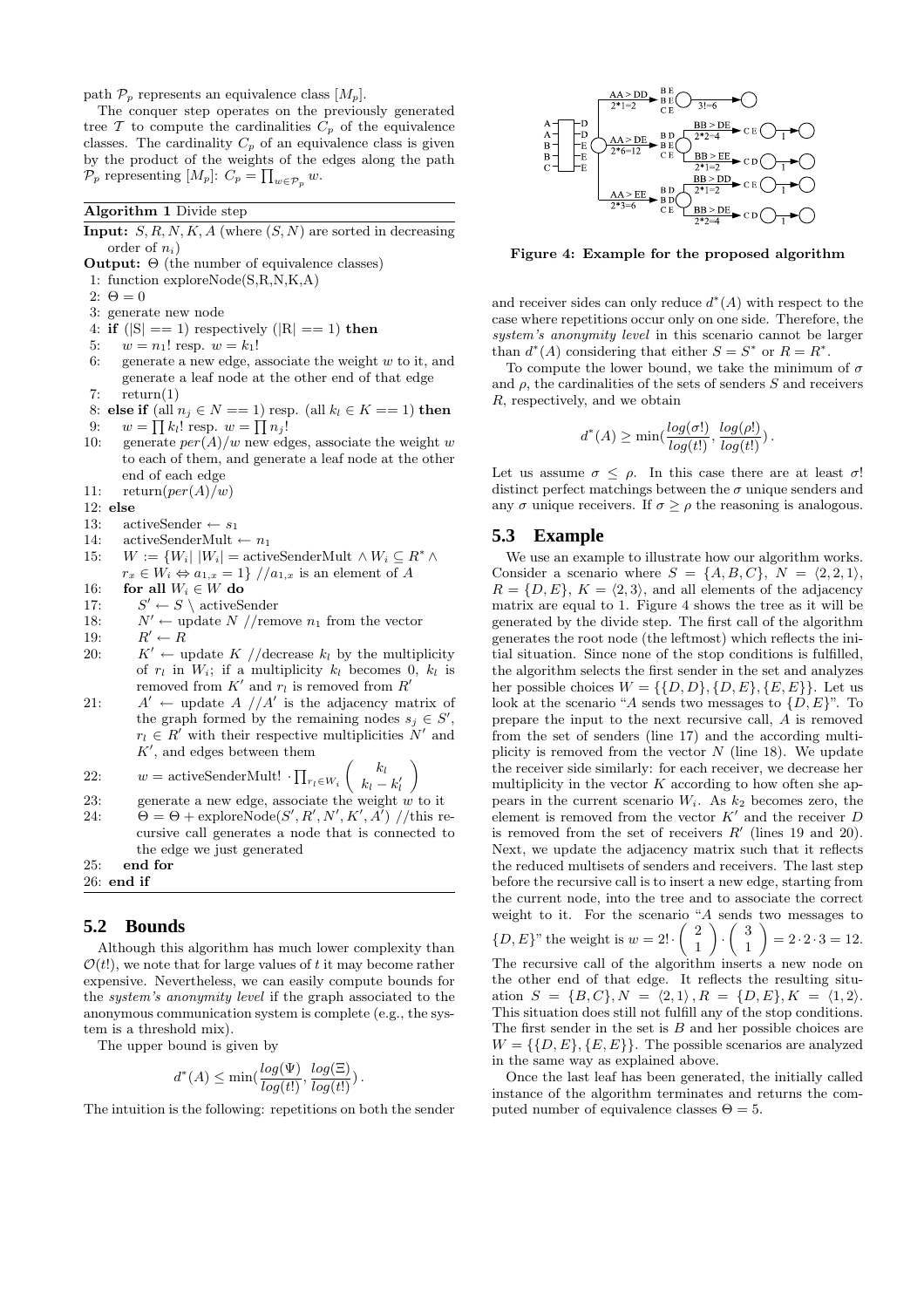path $\mathcal{P}_p$ represents an equivalence class $[M_p]$.

The conquer step operates on the previously generated tree $\mathcal{T}$ to compute the cardinalities $C_p$ of the equivalence classes. The cardinality $C_p$ of an equivalence class is given by the product of the weights of the edges along the path $\mathcal{P}_p$ representing $[M_p]$: $C_p = \prod_{w \in \mathcal{P}_p} w$.

**Algorithm 1** Divide step

**Input:** $S, R, N, K, A$ (where $(S, N)$ are sorted in decreasing order of $n_i$)
**Output:** $\Theta$ (the number of equivalence classes)

```
1: function exploreNode(S,R,N,K,A)
2: Θ = 0
3: generate new node
4: if (|S| == 1) respectively (|R| == 1) then
5:    w = n_1! resp. w = k_1!
6:    generate a new edge, associate the weight w to it, and
      generate a leaf node at the other end of that edge
7:    return(1)
8: else if (all n_j ∈ N == 1) resp. (all k_l ∈ K == 1) then
9:    w = ∏ k_l! resp. w = ∏ n_j!
10:   generate per(A)/w new edges, associate the weight w
      to each of them, and generate a leaf node at the other
      end of each edge
11:   return(per(A)/w)
12: else
13:   activeSender ← s_1
14:   activeSenderMult ← n_1
15:   W := {W_i | |W_i| = activeSenderMult ∧ W_i ⊆ R* ∧
      r_x ∈ W_i ⇔ a_{1,x} = 1} //a_{1,x} is an element of A
16:   for all W_i ∈ W do
17:      S' ← S \ activeSender
18:      N' ← update N //remove n_1 from the vector
19:      R' ← R
20:      K' ← update K //decrease k_l by the multiplicity
         of r_l in W_i; if a multiplicity k_l becomes 0, k_l is
         removed from K' and r_l is removed from R'
21:      A' ← update A //A' is the adjacency matrix of
         the graph formed by the remaining nodes s_j ∈ S',
         r_l ∈ R' with their respective multiplicities N' and
         K', and edges between them
22:      w = activeSenderMult! · ∏_{r_l ∈ W_i} (k_l choose k_l − k'_l)
23:      generate a new edge, associate the weight w to it
24:      Θ = Θ + exploreNode(S', R', N', K', A') //this re-
         cursive call generates a node that is connected to
         the edge we just generated
25:   end for
26: end if
```

## 5.2 Bounds

Although this algorithm has much lower complexity than $\mathcal{O}(t!)$, we note that for large values of $t$ it may become rather expensive. Nevertheless, we can easily compute bounds for the *system's anonymity level* if the graph associated to the anonymous communication system is complete (e.g., the system is a threshold mix).

The upper bound is given by

$$d^*(A) \leq \min\left(\frac{log(\Psi)}{log(t!)}, \frac{log(\Xi)}{log(t!)}\right).$$

The intuition is the following: repetitions on both the sender and receiver sides can only reduce $d^*(A)$ with respect to the case where repetitions occur only on one side. Therefore, the *system's anonymity level* in this scenario cannot be larger than $d^*(A)$ considering that either $S = S^*$ or $R = R^*$.

To compute the lower bound, we take the minimum of $\sigma$ and $\rho$, the cardinalities of the sets of senders $S$ and receivers $R$, respectively, and we obtain

$$d^*(A) \geq \min\left(\frac{log(\sigma!)}{log(t!)}, \frac{log(\rho!)}{log(t!)}\right).$$

Let us assume $\sigma \leq \rho$. In this case there are at least $\sigma!$ distinct perfect matchings between the $\sigma$ unique senders and any $\sigma$ unique receivers. If $\sigma \geq \rho$ the reasoning is analogous.

**Figure 4: Example for the proposed algorithm**

## 5.3 Example

We use an example to illustrate how our algorithm works. Consider a scenario where $S = \{A, B, C\}$, $N = \langle 2, 2, 1 \rangle$, $R = \{D, E\}$, $K = \langle 2, 3 \rangle$, and all elements of the adjacency matrix are equal to 1. Figure 4 shows the tree as it will be generated by the divide step. The first call of the algorithm generates the root node (the leftmost) which reflects the initial situation. Since none of the stop conditions is fulfilled, the algorithm selects the first sender in the set and analyzes her possible choices $W = \{\{D, D\}, \{D, E\}, \{E, E\}\}$. Let us look at the scenario "$A$ sends two messages to $\{D, E\}$". To prepare the input to the next recursive call, $A$ is removed from the set of senders (line 17) and the according multiplicity is removed from the vector $N$ (line 18). We update the receiver side similarly: for each receiver, we decrease her multiplicity in the vector $K$ according to how often she appears in the current scenario $W_i$. As $k_2$ becomes zero, the element is removed from the vector $K'$ and the receiver $D$ is removed from the set of receivers $R'$ (lines 19 and 20). Next, we update the adjacency matrix such that it reflects the reduced multisets of senders and receivers. The last step before the recursive call is to insert a new edge, starting from the current node, into the tree and to associate the correct weight to it. For the scenario "$A$ sends two messages to $\{D, E\}$" the weight is $w = 2! \cdot \binom{2}{1} \cdot \binom{3}{1} = 2 \cdot 2 \cdot 3 = 12$. The recursive call of the algorithm inserts a new node on the other end of that edge. It reflects the resulting situation $S = \{B, C\}, N = \langle 2, 1 \rangle, R = \{D, E\}, K = \langle 1, 2 \rangle$. This situation does still not fulfill any of the stop conditions. The first sender in the set is $B$ and her possible choices are $W = \{\{D, E\}, \{E, E\}\}$. The possible scenarios are analyzed in the same way as explained above.

Once the last leaf has been generated, the initially called instance of the algorithm terminates and returns the computed number of equivalence classes $\Theta = 5$.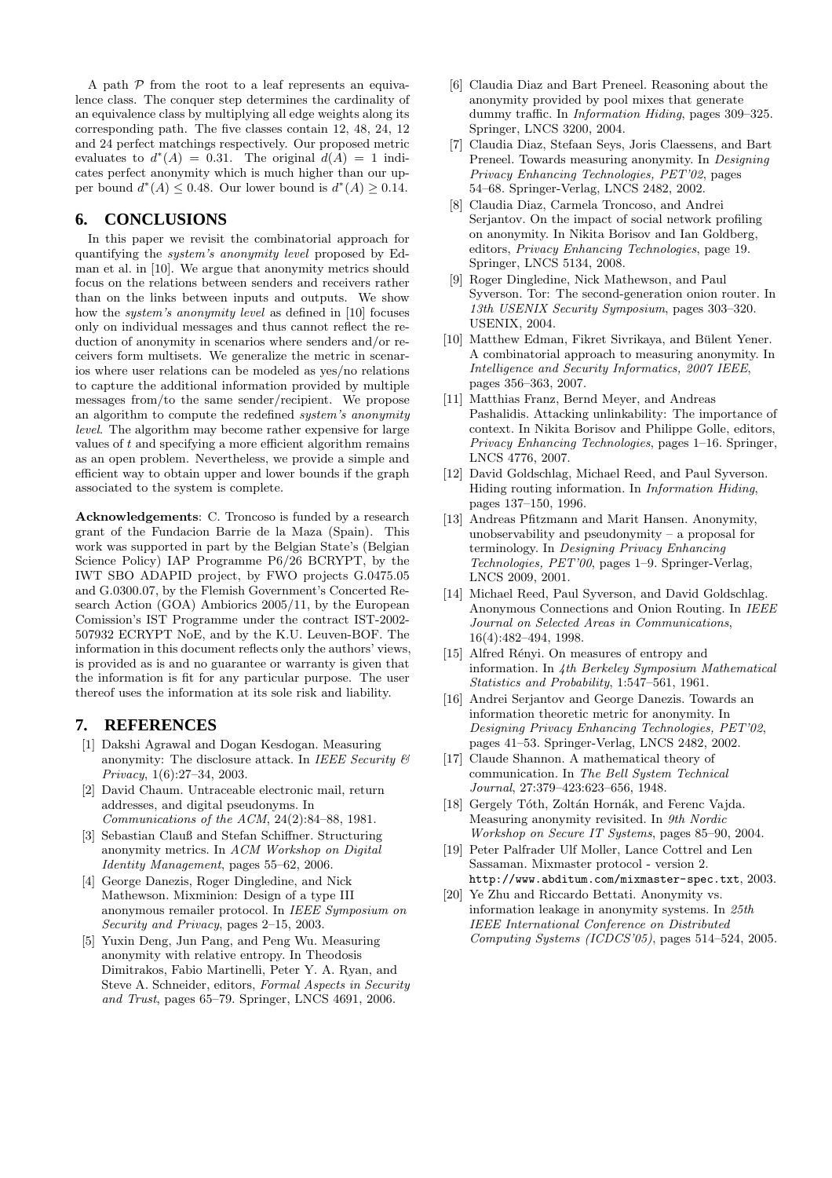A path $\mathcal{P}$ from the root to a leaf represents an equivalence class. The conquer step determines the cardinality of an equivalence class by multiplying all edge weights along its corresponding path. The five classes contain 12, 48, 24, 12 and 24 perfect matchings respectively. Our proposed metric evaluates to $d^*(A) = 0.31$. The original $d(A) = 1$ indicates perfect anonymity which is much higher than our upper bound $d^*(A) \leq 0.48$. Our lower bound is $d^*(A) \geq 0.14$.

## 6. CONCLUSIONS

In this paper we revisit the combinatorial approach for quantifying the *system's anonymity level* proposed by Edman et al. in [10]. We argue that anonymity metrics should focus on the relations between senders and receivers rather than on the links between inputs and outputs. We show how the *system's anonymity level* as defined in [10] focuses only on individual messages and thus cannot reflect the reduction of anonymity in scenarios where senders and/or receivers form multisets. We generalize the metric in scenarios where user relations can be modeled as yes/no relations to capture the additional information provided by multiple messages from/to the same sender/recipient. We propose an algorithm to compute the redefined *system's anonymity level*. The algorithm may become rather expensive for large values of $t$ and specifying a more efficient algorithm remains as an open problem. Nevertheless, we provide a simple and efficient way to obtain upper and lower bounds if the graph associated to the system is complete.

**Acknowledgements**: C. Troncoso is funded by a research grant of the Fundacion Barrie de la Maza (Spain). This work was supported in part by the Belgian State's (Belgian Science Policy) IAP Programme P6/26 BCRYPT, by the IWT SBO ADAPID project, by FWO projects G.0475.05 and G.0300.07, by the Flemish Government's Concerted Research Action (GOA) Ambiorics 2005/11, by the European Comission's IST Programme under the contract IST-2002-507932 ECRYPT NoE, and by the K.U. Leuven-BOF. The information in this document reflects only the authors' views, is provided as is and no guarantee or warranty is given that the information is fit for any particular purpose. The user thereof uses the information at its sole risk and liability.

## 7. REFERENCES

[1] Dakshi Agrawal and Dogan Kesdogan. Measuring anonymity: The disclosure attack. In *IEEE Security & Privacy*, 1(6):27–34, 2003.

[2] David Chaum. Untraceable electronic mail, return addresses, and digital pseudonyms. In *Communications of the ACM*, 24(2):84–88, 1981.

[3] Sebastian Clauß and Stefan Schiffner. Structuring anonymity metrics. In *ACM Workshop on Digital Identity Management*, pages 55–62, 2006.

[4] George Danezis, Roger Dingledine, and Nick Mathewson. Mixminion: Design of a type III anonymous remailer protocol. In *IEEE Symposium on Security and Privacy*, pages 2–15, 2003.

[5] Yuxin Deng, Jun Pang, and Peng Wu. Measuring anonymity with relative entropy. In Theodosis Dimitrakos, Fabio Martinelli, Peter Y. A. Ryan, and Steve A. Schneider, editors, *Formal Aspects in Security and Trust*, pages 65–79. Springer, LNCS 4691, 2006.

[6] Claudia Diaz and Bart Preneel. Reasoning about the anonymity provided by pool mixes that generate dummy traffic. In *Information Hiding*, pages 309–325. Springer, LNCS 3200, 2004.

[7] Claudia Diaz, Stefaan Seys, Joris Claessens, and Bart Preneel. Towards measuring anonymity. In *Designing Privacy Enhancing Technologies, PET'02*, pages 54–68. Springer-Verlag, LNCS 2482, 2002.

[8] Claudia Diaz, Carmela Troncoso, and Andrei Serjantov. On the impact of social network profiling on anonymity. In Nikita Borisov and Ian Goldberg, editors, *Privacy Enhancing Technologies*, page 19. Springer, LNCS 5134, 2008.

[9] Roger Dingledine, Nick Mathewson, and Paul Syverson. Tor: The second-generation onion router. In *13th USENIX Security Symposium*, pages 303–320. USENIX, 2004.

[10] Matthew Edman, Fikret Sivrikaya, and Bülent Yener. A combinatorial approach to measuring anonymity. In *Intelligence and Security Informatics, 2007 IEEE*, pages 356–363, 2007.

[11] Matthias Franz, Bernd Meyer, and Andreas Pashalidis. Attacking unlinkability: The importance of context. In Nikita Borisov and Philippe Golle, editors, *Privacy Enhancing Technologies*, pages 1–16. Springer, LNCS 4776, 2007.

[12] David Goldschlag, Michael Reed, and Paul Syverson. Hiding routing information. In *Information Hiding*, pages 137–150, 1996.

[13] Andreas Pfitzmann and Marit Hansen. Anonymity, unobservability and pseudonymity – a proposal for terminology. In *Designing Privacy Enhancing Technologies, PET'00*, pages 1–9. Springer-Verlag, LNCS 2009, 2001.

[14] Michael Reed, Paul Syverson, and David Goldschlag. Anonymous Connections and Onion Routing. In *IEEE Journal on Selected Areas in Communications*, 16(4):482–494, 1998.

[15] Alfred Rényi. On measures of entropy and information. In *4th Berkeley Symposium Mathematical Statistics and Probability*, 1:547–561, 1961.

[16] Andrei Serjantov and George Danezis. Towards an information theoretic metric for anonymity. In *Designing Privacy Enhancing Technologies, PET'02*, pages 41–53. Springer-Verlag, LNCS 2482, 2002.

[17] Claude Shannon. A mathematical theory of communication. In *The Bell System Technical Journal*, 27:379–423:623–656, 1948.

[18] Gergely Tóth, Zoltán Hornák, and Ferenc Vajda. Measuring anonymity revisited. In *9th Nordic Workshop on Secure IT Systems*, pages 85–90, 2004.

[19] Peter Palfrader Ulf Moller, Lance Cottrel and Len Sassaman. Mixmaster protocol - version 2. http://www.abditum.com/mixmaster-spec.txt, 2003.

[20] Ye Zhu and Riccardo Bettati. Anonymity vs. information leakage in anonymity systems. In *25th IEEE International Conference on Distributed Computing Systems (ICDCS'05)*, pages 514–524, 2005.